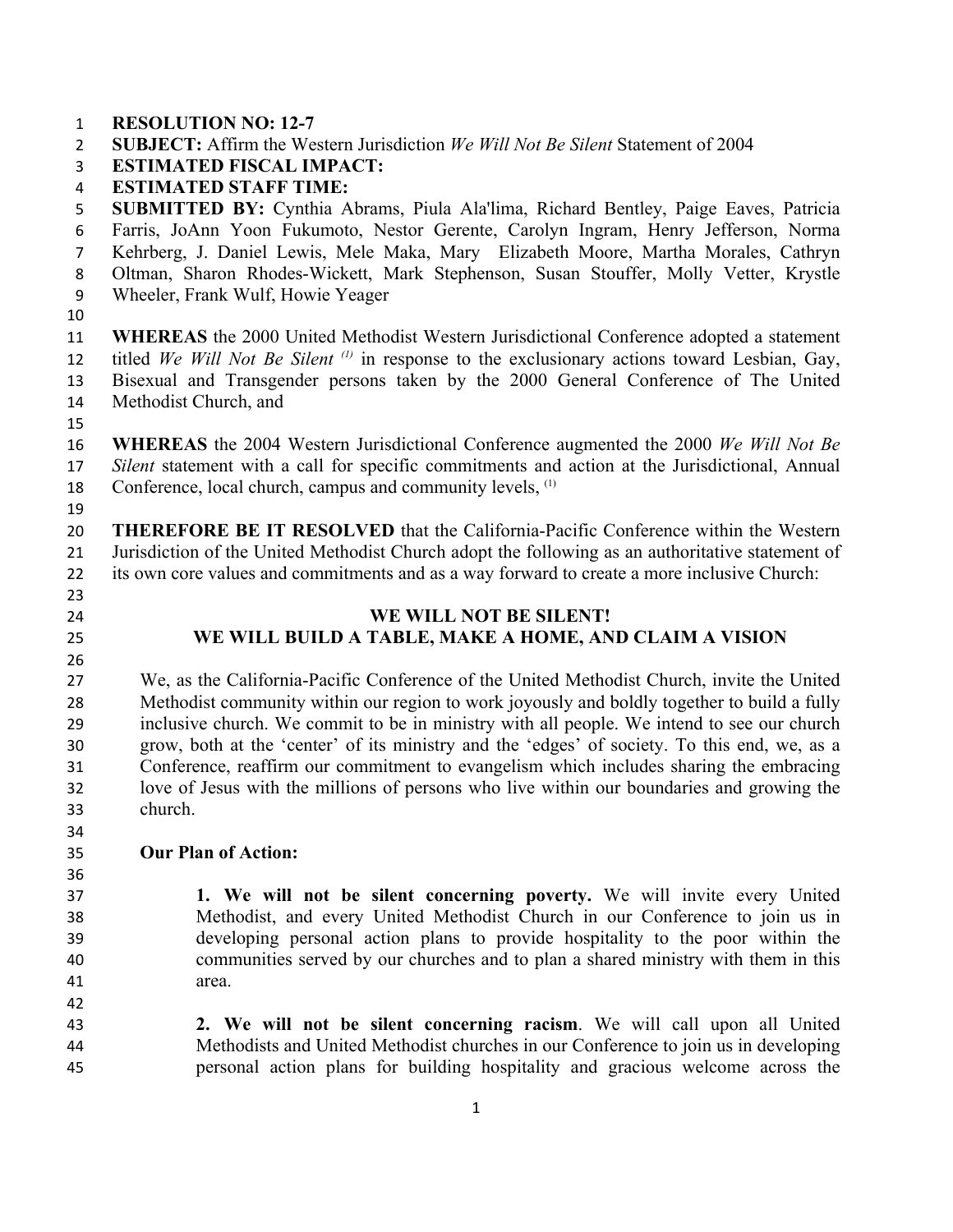**RESOLUTION NO: 12-7**
**SUBJECT:** Affirm the Western Jurisdiction *We Will Not Be Silent* Statement of 2004
**ESTIMATED FISCAL IMPACT:**
**ESTIMATED STAFF TIME:**
**SUBMITTED BY:** Cynthia Abrams, Piula Ala'lima, Richard Bentley, Paige Eaves, Patricia Farris, JoAnn Yoon Fukumoto, Nestor Gerente, Carolyn Ingram, Henry Jefferson, Norma Kehrberg, J. Daniel Lewis, Mele Maka, Mary Elizabeth Moore, Martha Morales, Cathryn Oltman, Sharon Rhodes-Wickett, Mark Stephenson, Susan Stouffer, Molly Vetter, Krystle Wheeler, Frank Wulf, Howie Yeager

**WHEREAS** the 2000 United Methodist Western Jurisdictional Conference adopted a statement titled *We Will Not Be Silent* (1) in response to the exclusionary actions toward Lesbian, Gay, Bisexual and Transgender persons taken by the 2000 General Conference of The United Methodist Church, and

**WHEREAS** the 2004 Western Jurisdictional Conference augmented the 2000 *We Will Not Be Silent* statement with a call for specific commitments and action at the Jurisdictional, Annual Conference, local church, campus and community levels, (1)

**THEREFORE BE IT RESOLVED** that the California-Pacific Conference within the Western Jurisdiction of the United Methodist Church adopt the following as an authoritative statement of its own core values and commitments and as a way forward to create a more inclusive Church:

## WE WILL NOT BE SILENT!
## WE WILL BUILD A TABLE, MAKE A HOME, AND CLAIM A VISION

We, as the California-Pacific Conference of the United Methodist Church, invite the United Methodist community within our region to work joyously and boldly together to build a fully inclusive church. We commit to be in ministry with all people. We intend to see our church grow, both at the 'center' of its ministry and the 'edges' of society. To this end, we, as a Conference, reaffirm our commitment to evangelism which includes sharing the embracing love of Jesus with the millions of persons who live within our boundaries and growing the church.

**Our Plan of Action:**

**1. We will not be silent concerning poverty.** We will invite every United Methodist, and every United Methodist Church in our Conference to join us in developing personal action plans to provide hospitality to the poor within the communities served by our churches and to plan a shared ministry with them in this area.

**2. We will not be silent concerning racism**. We will call upon all United Methodists and United Methodist churches in our Conference to join us in developing personal action plans for building hospitality and gracious welcome across the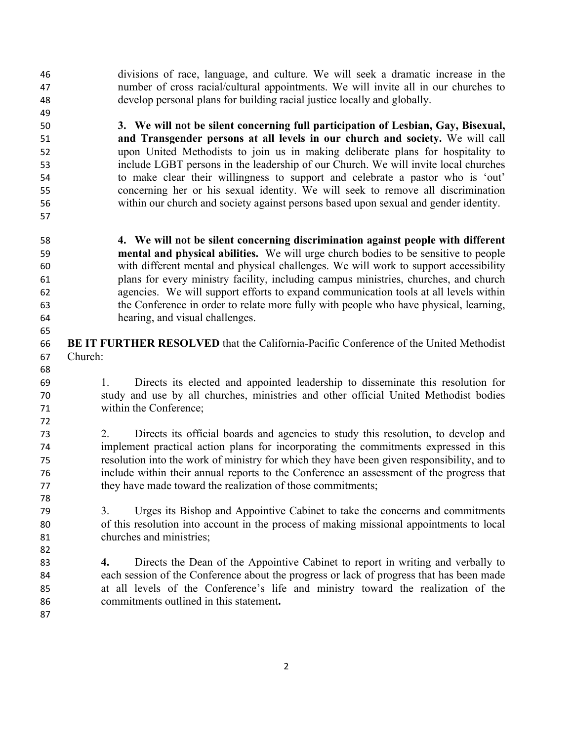divisions of race, language, and culture. We will seek a dramatic increase in the number of cross racial/cultural appointments. We will invite all in our churches to develop personal plans for building racial justice locally and globally.

**3. We will not be silent concerning full participation of Lesbian, Gay, Bisexual, and Transgender persons at all levels in our church and society.** We will call upon United Methodists to join us in making deliberate plans for hospitality to include LGBT persons in the leadership of our Church. We will invite local churches to make clear their willingness to support and celebrate a pastor who is 'out' concerning her or his sexual identity. We will seek to remove all discrimination within our church and society against persons based upon sexual and gender identity.

**4. We will not be silent concerning discrimination against people with different mental and physical abilities.** We will urge church bodies to be sensitive to people with different mental and physical challenges. We will work to support accessibility plans for every ministry facility, including campus ministries, churches, and church agencies. We will support efforts to expand communication tools at all levels within the Conference in order to relate more fully with people who have physical, learning, hearing, and visual challenges.

**BE IT FURTHER RESOLVED** that the California-Pacific Conference of the United Methodist Church:

1. Directs its elected and appointed leadership to disseminate this resolution for study and use by all churches, ministries and other official United Methodist bodies within the Conference;

2. Directs its official boards and agencies to study this resolution, to develop and implement practical action plans for incorporating the commitments expressed in this resolution into the work of ministry for which they have been given responsibility, and to include within their annual reports to the Conference an assessment of the progress that they have made toward the realization of those commitments;

3. Urges its Bishop and Appointive Cabinet to take the concerns and commitments of this resolution into account in the process of making missional appointments to local churches and ministries;

**4.** Directs the Dean of the Appointive Cabinet to report in writing and verbally to each session of the Conference about the progress or lack of progress that has been made at all levels of the Conference's life and ministry toward the realization of the commitments outlined in this statement**.**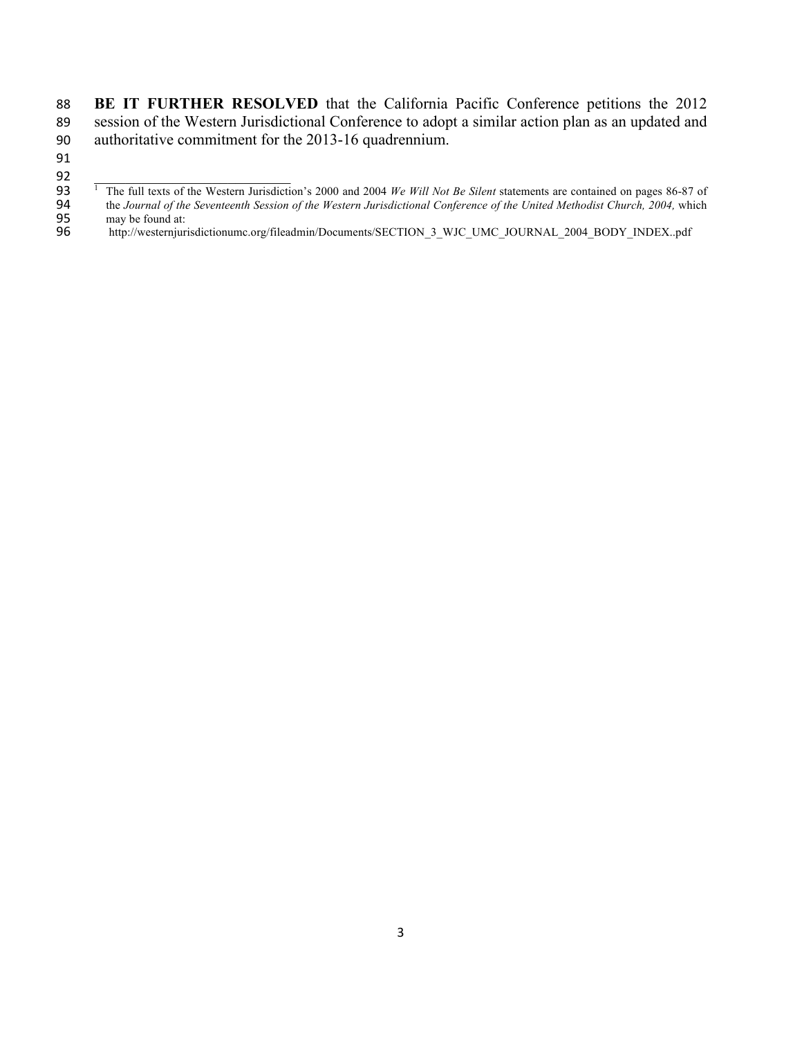**BE IT FURTHER RESOLVED** that the California Pacific Conference petitions the 2012 session of the Western Jurisdictional Conference to adopt a similar action plan as an updated and authoritative commitment for the 2013-16 quadrennium.

---

[1] The full texts of the Western Jurisdiction's 2000 and 2004 *We Will Not Be Silent* statements are contained on pages 86-87 of the *Journal of the Seventeenth Session of the Western Jurisdictional Conference of the United Methodist Church, 2004,* which may be found at: http://westernjurisdictionumc.org/fileadmin/Documents/SECTION_3_WJC_UMC_JOURNAL_2004_BODY_INDEX..pdf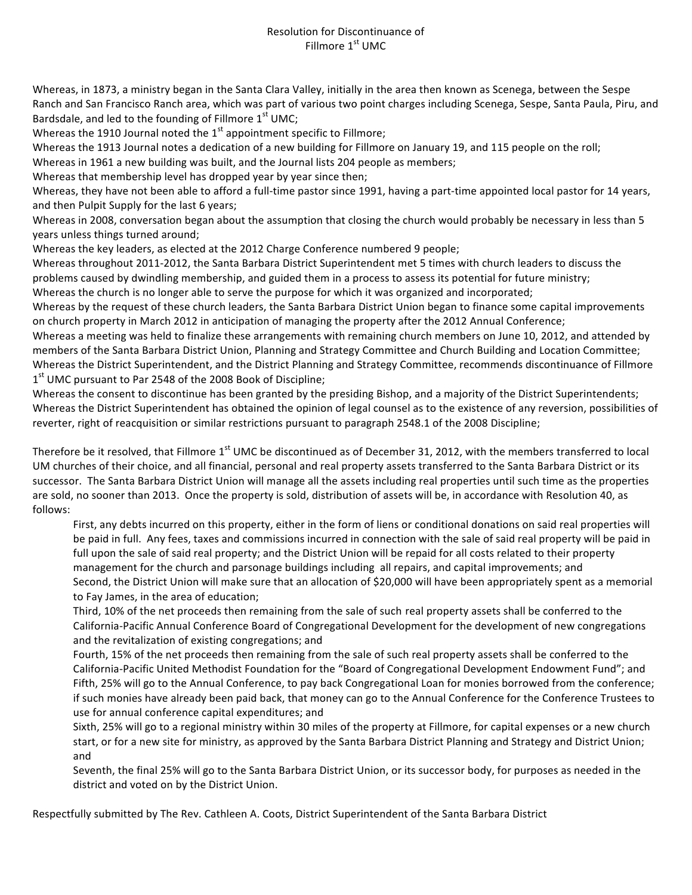# Resolution for Discontinuance of Fillmore 1st UMC

Whereas, in 1873, a ministry began in the Santa Clara Valley, initially in the area then known as Scenega, between the Sespe Ranch and San Francisco Ranch area, which was part of various two point charges including Scenega, Sespe, Santa Paula, Piru, and Bardsdale, and led to the founding of Fillmore 1st UMC;

Whereas the 1910 Journal noted the 1st appointment specific to Fillmore;

Whereas the 1913 Journal notes a dedication of a new building for Fillmore on January 19, and 115 people on the roll;

Whereas in 1961 a new building was built, and the Journal lists 204 people as members;

Whereas that membership level has dropped year by year since then;

Whereas, they have not been able to afford a full-time pastor since 1991, having a part-time appointed local pastor for 14 years, and then Pulpit Supply for the last 6 years;

Whereas in 2008, conversation began about the assumption that closing the church would probably be necessary in less than 5 years unless things turned around;

Whereas the key leaders, as elected at the 2012 Charge Conference numbered 9 people;

Whereas throughout 2011-2012, the Santa Barbara District Superintendent met 5 times with church leaders to discuss the problems caused by dwindling membership, and guided them in a process to assess its potential for future ministry;

Whereas the church is no longer able to serve the purpose for which it was organized and incorporated;

Whereas by the request of these church leaders, the Santa Barbara District Union began to finance some capital improvements on church property in March 2012 in anticipation of managing the property after the 2012 Annual Conference;

Whereas a meeting was held to finalize these arrangements with remaining church members on June 10, 2012, and attended by members of the Santa Barbara District Union, Planning and Strategy Committee and Church Building and Location Committee;

Whereas the District Superintendent, and the District Planning and Strategy Committee, recommends discontinuance of Fillmore 1st UMC pursuant to Par 2548 of the 2008 Book of Discipline;

Whereas the consent to discontinue has been granted by the presiding Bishop, and a majority of the District Superintendents;

Whereas the District Superintendent has obtained the opinion of legal counsel as to the existence of any reversion, possibilities of reverter, right of reacquisition or similar restrictions pursuant to paragraph 2548.1 of the 2008 Discipline;

Therefore be it resolved, that Fillmore 1st UMC be discontinued as of December 31, 2012, with the members transferred to local UM churches of their choice, and all financial, personal and real property assets transferred to the Santa Barbara District or its successor. The Santa Barbara District Union will manage all the assets including real properties until such time as the properties are sold, no sooner than 2013. Once the property is sold, distribution of assets will be, in accordance with Resolution 40, as follows:

> First, any debts incurred on this property, either in the form of liens or conditional donations on said real properties will be paid in full. Any fees, taxes and commissions incurred in connection with the sale of said real property will be paid in full upon the sale of said real property; and the District Union will be repaid for all costs related to their property management for the church and parsonage buildings including all repairs, and capital improvements; and
>
> Second, the District Union will make sure that an allocation of $20,000 will have been appropriately spent as a memorial to Fay James, in the area of education;
>
> Third, 10% of the net proceeds then remaining from the sale of such real property assets shall be conferred to the California-Pacific Annual Conference Board of Congregational Development for the development of new congregations and the revitalization of existing congregations; and
>
> Fourth, 15% of the net proceeds then remaining from the sale of such real property assets shall be conferred to the California-Pacific United Methodist Foundation for the "Board of Congregational Development Endowment Fund"; and
>
> Fifth, 25% will go to the Annual Conference, to pay back Congregational Loan for monies borrowed from the conference; if such monies have already been paid back, that money can go to the Annual Conference for the Conference Trustees to use for annual conference capital expenditures; and
>
> Sixth, 25% will go to a regional ministry within 30 miles of the property at Fillmore, for capital expenses or a new church start, or for a new site for ministry, as approved by the Santa Barbara District Planning and Strategy and District Union; and
>
> Seventh, the final 25% will go to the Santa Barbara District Union, or its successor body, for purposes as needed in the district and voted on by the District Union.

Respectfully submitted by The Rev. Cathleen A. Coots, District Superintendent of the Santa Barbara District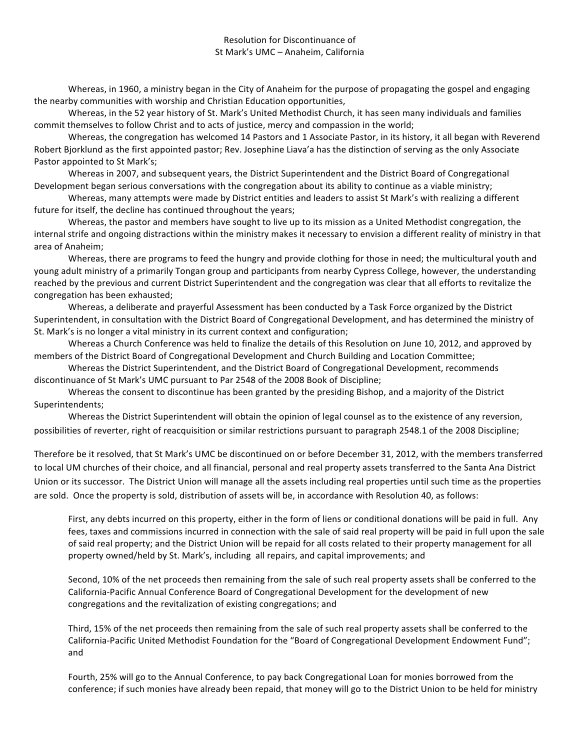Resolution for Discontinuance of
St Mark's UMC – Anaheim, California

Whereas, in 1960, a ministry began in the City of Anaheim for the purpose of propagating the gospel and engaging the nearby communities with worship and Christian Education opportunities,

Whereas, in the 52 year history of St. Mark's United Methodist Church, it has seen many individuals and families commit themselves to follow Christ and to acts of justice, mercy and compassion in the world;

Whereas, the congregation has welcomed 14 Pastors and 1 Associate Pastor, in its history, it all began with Reverend Robert Bjorklund as the first appointed pastor; Rev. Josephine Liava'a has the distinction of serving as the only Associate Pastor appointed to St Mark's;

Whereas in 2007, and subsequent years, the District Superintendent and the District Board of Congregational Development began serious conversations with the congregation about its ability to continue as a viable ministry;

Whereas, many attempts were made by District entities and leaders to assist St Mark's with realizing a different future for itself, the decline has continued throughout the years;

Whereas, the pastor and members have sought to live up to its mission as a United Methodist congregation, the internal strife and ongoing distractions within the ministry makes it necessary to envision a different reality of ministry in that area of Anaheim;

Whereas, there are programs to feed the hungry and provide clothing for those in need; the multicultural youth and young adult ministry of a primarily Tongan group and participants from nearby Cypress College, however, the understanding reached by the previous and current District Superintendent and the congregation was clear that all efforts to revitalize the congregation has been exhausted;

Whereas, a deliberate and prayerful Assessment has been conducted by a Task Force organized by the District Superintendent, in consultation with the District Board of Congregational Development, and has determined the ministry of St. Mark's is no longer a vital ministry in its current context and configuration;

Whereas a Church Conference was held to finalize the details of this Resolution on June 10, 2012, and approved by members of the District Board of Congregational Development and Church Building and Location Committee;

Whereas the District Superintendent, and the District Board of Congregational Development, recommends discontinuance of St Mark's UMC pursuant to Par 2548 of the 2008 Book of Discipline;

Whereas the consent to discontinue has been granted by the presiding Bishop, and a majority of the District Superintendents;

Whereas the District Superintendent will obtain the opinion of legal counsel as to the existence of any reversion, possibilities of reverter, right of reacquisition or similar restrictions pursuant to paragraph 2548.1 of the 2008 Discipline;

Therefore be it resolved, that St Mark's UMC be discontinued on or before December 31, 2012, with the members transferred to local UM churches of their choice, and all financial, personal and real property assets transferred to the Santa Ana District Union or its successor. The District Union will manage all the assets including real properties until such time as the properties are sold. Once the property is sold, distribution of assets will be, in accordance with Resolution 40, as follows:

First, any debts incurred on this property, either in the form of liens or conditional donations will be paid in full. Any fees, taxes and commissions incurred in connection with the sale of said real property will be paid in full upon the sale of said real property; and the District Union will be repaid for all costs related to their property management for all property owned/held by St. Mark's, including all repairs, and capital improvements; and

Second, 10% of the net proceeds then remaining from the sale of such real property assets shall be conferred to the California-Pacific Annual Conference Board of Congregational Development for the development of new congregations and the revitalization of existing congregations; and

Third, 15% of the net proceeds then remaining from the sale of such real property assets shall be conferred to the California-Pacific United Methodist Foundation for the "Board of Congregational Development Endowment Fund"; and

Fourth, 25% will go to the Annual Conference, to pay back Congregational Loan for monies borrowed from the conference; if such monies have already been repaid, that money will go to the District Union to be held for ministry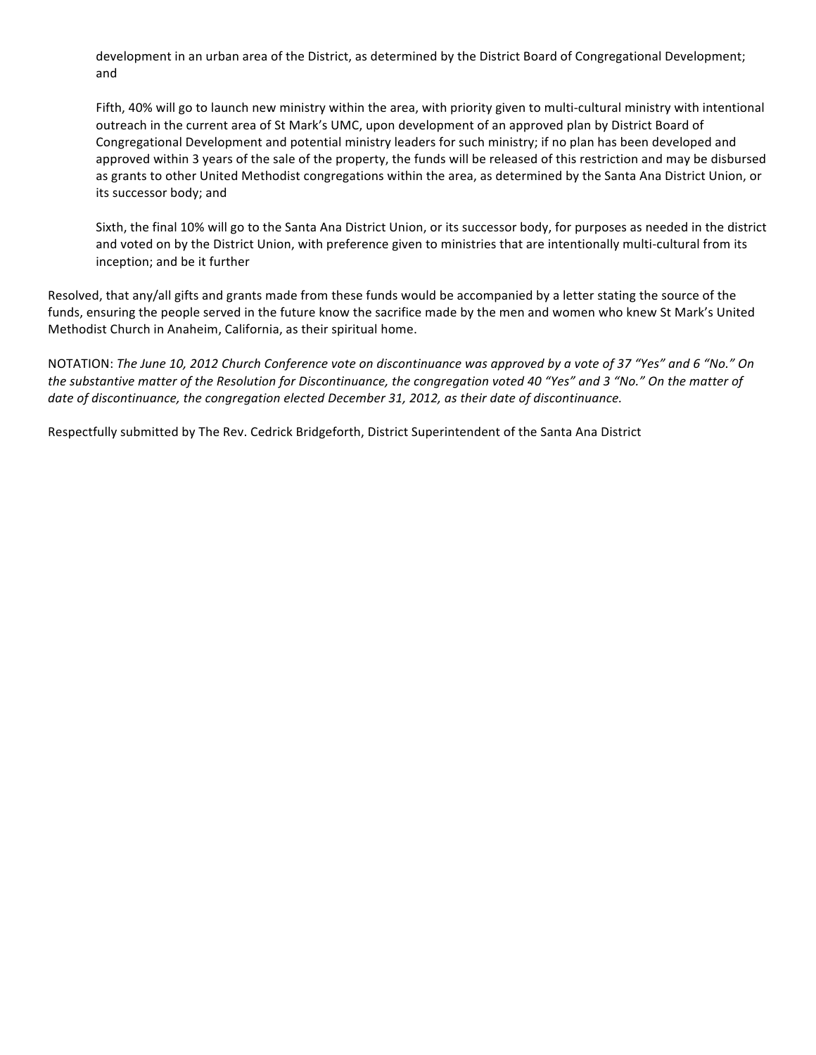development in an urban area of the District, as determined by the District Board of Congregational Development; and

Fifth, 40% will go to launch new ministry within the area, with priority given to multi-cultural ministry with intentional outreach in the current area of St Mark's UMC, upon development of an approved plan by District Board of Congregational Development and potential ministry leaders for such ministry; if no plan has been developed and approved within 3 years of the sale of the property, the funds will be released of this restriction and may be disbursed as grants to other United Methodist congregations within the area, as determined by the Santa Ana District Union, or its successor body; and

Sixth, the final 10% will go to the Santa Ana District Union, or its successor body, for purposes as needed in the district and voted on by the District Union, with preference given to ministries that are intentionally multi-cultural from its inception; and be it further

Resolved, that any/all gifts and grants made from these funds would be accompanied by a letter stating the source of the funds, ensuring the people served in the future know the sacrifice made by the men and women who knew St Mark's United Methodist Church in Anaheim, California, as their spiritual home.

NOTATION: *The June 10, 2012 Church Conference vote on discontinuance was approved by a vote of 37 "Yes" and 6 "No." On the substantive matter of the Resolution for Discontinuance, the congregation voted 40 "Yes" and 3 "No." On the matter of date of discontinuance, the congregation elected December 31, 2012, as their date of discontinuance.*

Respectfully submitted by The Rev. Cedrick Bridgeforth, District Superintendent of the Santa Ana District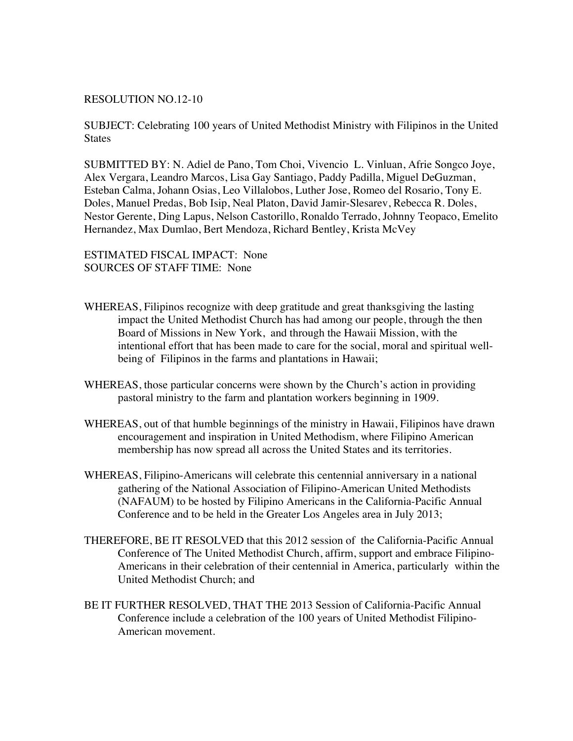RESOLUTION NO.12-10

SUBJECT: Celebrating 100 years of United Methodist Ministry with Filipinos in the United States

SUBMITTED BY: N. Adiel de Pano, Tom Choi, Vivencio L. Vinluan, Afrie Songco Joye, Alex Vergara, Leandro Marcos, Lisa Gay Santiago, Paddy Padilla, Miguel DeGuzman, Esteban Calma, Johann Osias, Leo Villalobos, Luther Jose, Romeo del Rosario, Tony E. Doles, Manuel Predas, Bob Isip, Neal Platon, David Jamir-Slesarev, Rebecca R. Doles, Nestor Gerente, Ding Lapus, Nelson Castorillo, Ronaldo Terrado, Johnny Teopaco, Emelito Hernandez, Max Dumlao, Bert Mendoza, Richard Bentley, Krista McVey

ESTIMATED FISCAL IMPACT: None
SOURCES OF STAFF TIME: None

WHEREAS, Filipinos recognize with deep gratitude and great thanksgiving the lasting impact the United Methodist Church has had among our people, through the then Board of Missions in New York, and through the Hawaii Mission, with the intentional effort that has been made to care for the social, moral and spiritual well-being of Filipinos in the farms and plantations in Hawaii;

WHEREAS, those particular concerns were shown by the Church's action in providing pastoral ministry to the farm and plantation workers beginning in 1909.

WHEREAS, out of that humble beginnings of the ministry in Hawaii, Filipinos have drawn encouragement and inspiration in United Methodism, where Filipino American membership has now spread all across the United States and its territories.

WHEREAS, Filipino-Americans will celebrate this centennial anniversary in a national gathering of the National Association of Filipino-American United Methodists (NAFAUM) to be hosted by Filipino Americans in the California-Pacific Annual Conference and to be held in the Greater Los Angeles area in July 2013;

THEREFORE, BE IT RESOLVED that this 2012 session of the California-Pacific Annual Conference of The United Methodist Church, affirm, support and embrace Filipino-Americans in their celebration of their centennial in America, particularly within the United Methodist Church; and

BE IT FURTHER RESOLVED, THAT THE 2013 Session of California-Pacific Annual Conference include a celebration of the 100 years of United Methodist Filipino-American movement.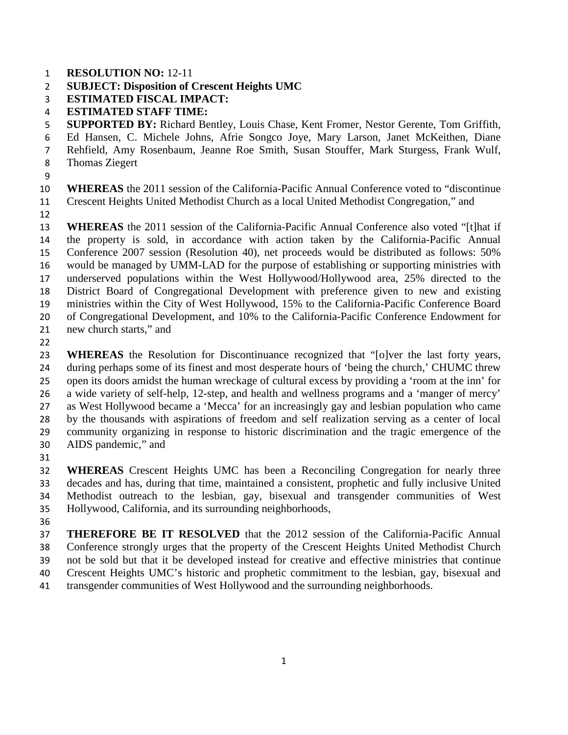**RESOLUTION NO:** 12-11
**SUBJECT: Disposition of Crescent Heights UMC**
**ESTIMATED FISCAL IMPACT:**
**ESTIMATED STAFF TIME:**
**SUPPORTED BY:** Richard Bentley, Louis Chase, Kent Fromer, Nestor Gerente, Tom Griffith, Ed Hansen, C. Michele Johns, Afrie Songco Joye, Mary Larson, Janet McKeithen, Diane Rehfield, Amy Rosenbaum, Jeanne Roe Smith, Susan Stouffer, Mark Sturgess, Frank Wulf, Thomas Ziegert

**WHEREAS** the 2011 session of the California-Pacific Annual Conference voted to "discontinue Crescent Heights United Methodist Church as a local United Methodist Congregation," and

**WHEREAS** the 2011 session of the California-Pacific Annual Conference also voted "[t]hat if the property is sold, in accordance with action taken by the California-Pacific Annual Conference 2007 session (Resolution 40), net proceeds would be distributed as follows: 50% would be managed by UMM-LAD for the purpose of establishing or supporting ministries with underserved populations within the West Hollywood/Hollywood area, 25% directed to the District Board of Congregational Development with preference given to new and existing ministries within the City of West Hollywood, 15% to the California-Pacific Conference Board of Congregational Development, and 10% to the California-Pacific Conference Endowment for new church starts," and

**WHEREAS** the Resolution for Discontinuance recognized that "[o]ver the last forty years, during perhaps some of its finest and most desperate hours of 'being the church,' CHUMC threw open its doors amidst the human wreckage of cultural excess by providing a 'room at the inn' for a wide variety of self-help, 12-step, and health and wellness programs and a 'manger of mercy' as West Hollywood became a 'Mecca' for an increasingly gay and lesbian population who came by the thousands with aspirations of freedom and self realization serving as a center of local community organizing in response to historic discrimination and the tragic emergence of the AIDS pandemic," and

**WHEREAS** Crescent Heights UMC has been a Reconciling Congregation for nearly three decades and has, during that time, maintained a consistent, prophetic and fully inclusive United Methodist outreach to the lesbian, gay, bisexual and transgender communities of West Hollywood, California, and its surrounding neighborhoods,

**THEREFORE BE IT RESOLVED** that the 2012 session of the California-Pacific Annual Conference strongly urges that the property of the Crescent Heights United Methodist Church not be sold but that it be developed instead for creative and effective ministries that continue Crescent Heights UMC's historic and prophetic commitment to the lesbian, gay, bisexual and transgender communities of West Hollywood and the surrounding neighborhoods.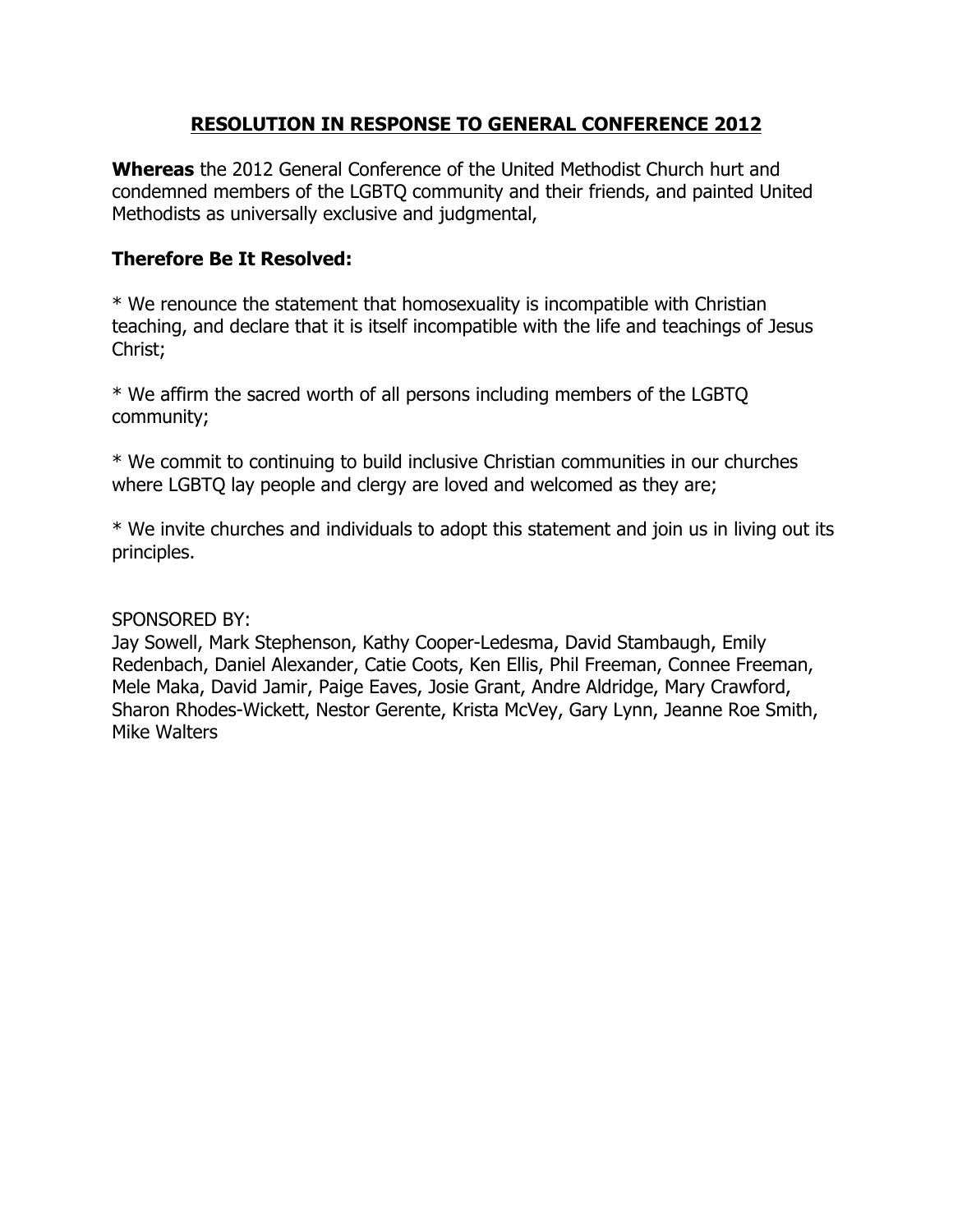## RESOLUTION IN RESPONSE TO GENERAL CONFERENCE 2012

**Whereas** the 2012 General Conference of the United Methodist Church hurt and condemned members of the LGBTQ community and their friends, and painted United Methodists as universally exclusive and judgmental,

### Therefore Be It Resolved:

* We renounce the statement that homosexuality is incompatible with Christian teaching, and declare that it is itself incompatible with the life and teachings of Jesus Christ;

* We affirm the sacred worth of all persons including members of the LGBTQ community;

* We commit to continuing to build inclusive Christian communities in our churches where LGBTQ lay people and clergy are loved and welcomed as they are;

* We invite churches and individuals to adopt this statement and join us in living out its principles.

SPONSORED BY:
Jay Sowell, Mark Stephenson, Kathy Cooper-Ledesma, David Stambaugh, Emily Redenbach, Daniel Alexander, Catie Coots, Ken Ellis, Phil Freeman, Connee Freeman, Mele Maka, David Jamir, Paige Eaves, Josie Grant, Andre Aldridge, Mary Crawford, Sharon Rhodes-Wickett, Nestor Gerente, Krista McVey, Gary Lynn, Jeanne Roe Smith, Mike Walters